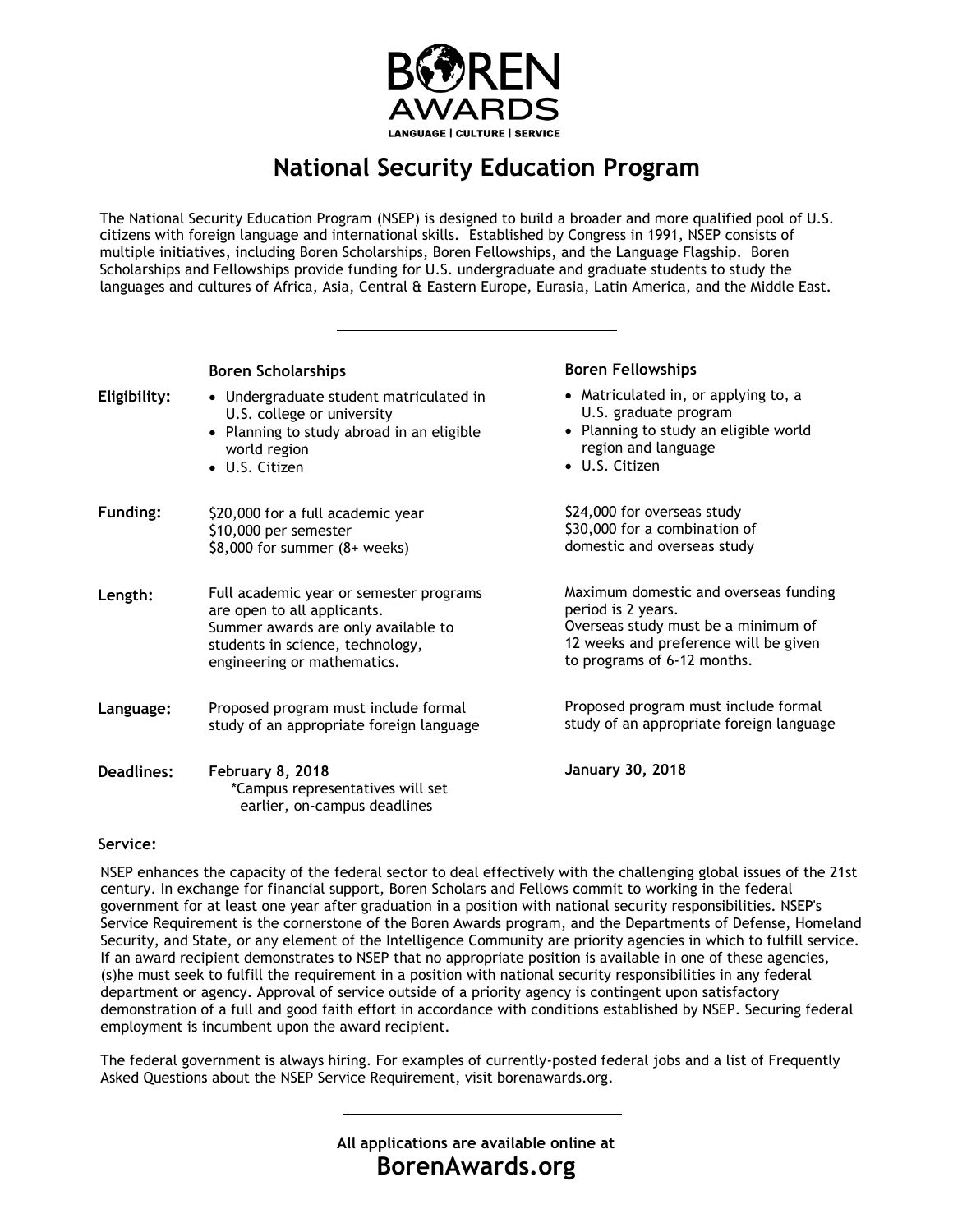# BOREN AWARDS

LANGUAGE | CULTURE | SERVICE

## National Security Education Program

The National Security Education Program (NSEP) is designed to build a broader and more qualified pool of U.S. citizens with foreign language and international skills. Established by Congress in 1991, NSEP consists of multiple initiatives, including Boren Scholarships, Boren Fellowships, and the Language Flagship. Boren Scholarships and Fellowships provide funding for U.S. undergraduate and graduate students to study the languages and cultures of Africa, Asia, Central & Eastern Europe, Eurasia, Latin America, and the Middle East.

---

| | **Boren Scholarships** | **Boren Fellowships** |
|---|---|---|
| **Eligibility:** | • Undergraduate student matriculated in U.S. college or university<br>• Planning to study abroad in an eligible world region<br>• U.S. Citizen | • Matriculated in, or applying to, a U.S. graduate program<br>• Planning to study an eligible world region and language<br>• U.S. Citizen |
| **Funding:** | $20,000 for a full academic year<br>$10,000 per semester<br>$8,000 for summer (8+ weeks) | $24,000 for overseas study<br>$30,000 for a combination of domestic and overseas study |
| **Length:** | Full academic year or semester programs are open to all applicants.<br>Summer awards are only available to students in science, technology, engineering or mathematics. | Maximum domestic and overseas funding period is 2 years.<br>Overseas study must be a minimum of 12 weeks and preference will be given to programs of 6-12 months. |
| **Language:** | Proposed program must include formal study of an appropriate foreign language | Proposed program must include formal study of an appropriate foreign language |
| **Deadlines:** | **February 8, 2018**<br>*Campus representatives will set earlier, on-campus deadlines | **January 30, 2018** |

**Service:**

NSEP enhances the capacity of the federal sector to deal effectively with the challenging global issues of the 21st century. In exchange for financial support, Boren Scholars and Fellows commit to working in the federal government for at least one year after graduation in a position with national security responsibilities. NSEP's Service Requirement is the cornerstone of the Boren Awards program, and the Departments of Defense, Homeland Security, and State, or any element of the Intelligence Community are priority agencies in which to fulfill service. If an award recipient demonstrates to NSEP that no appropriate position is available in one of these agencies, (s)he must seek to fulfill the requirement in a position with national security responsibilities in any federal department or agency. Approval of service outside of a priority agency is contingent upon satisfactory demonstration of a full and good faith effort in accordance with conditions established by NSEP. Securing federal employment is incumbent upon the award recipient.

The federal government is always hiring. For examples of currently-posted federal jobs and a list of Frequently Asked Questions about the NSEP Service Requirement, visit borenawards.org.

---

**All applications are available online at**

## BorenAwards.org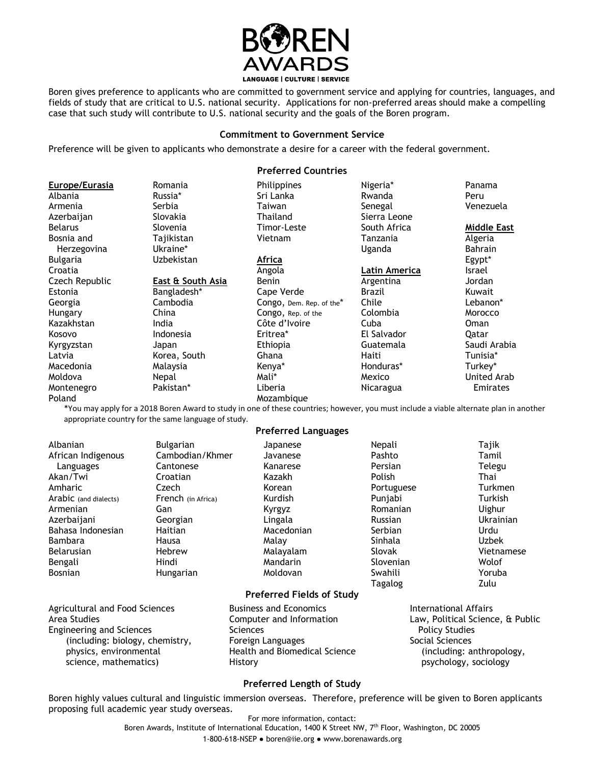# BOREN AWARDS

LANGUAGE | CULTURE | SERVICE

Boren gives preference to applicants who are committed to government service and applying for countries, languages, and fields of study that are critical to U.S. national security. Applications for non-preferred areas should make a compelling case that such study will contribute to U.S. national security and the goals of the Boren program.

## Commitment to Government Service

Preference will be given to applicants who demonstrate a desire for a career with the federal government.

## Preferred Countries

**Europe/Eurasia**
- Albania
- Armenia
- Azerbaijan
- Belarus
- Bosnia and Herzegovina
- Bulgaria
- Croatia
- Czech Republic
- Estonia
- Georgia
- Hungary
- Kazakhstan
- Kosovo
- Kyrgyzstan
- Latvia
- Macedonia
- Moldova
- Montenegro
- Poland
- Romania
- Russia*
- Serbia
- Slovakia
- Slovenia
- Tajikistan
- Ukraine*
- Uzbekistan

**East & South Asia**
- Bangladesh*
- Cambodia
- China
- India
- Indonesia
- Japan
- Korea, South
- Malaysia
- Nepal
- Pakistan*
- Philippines
- Sri Lanka
- Taiwan
- Thailand
- Timor-Leste
- Vietnam

**Africa**
- Angola
- Benin
- Cape Verde
- Congo, Dem. Rep. of the*
- Congo, Rep. of the
- Côte d'Ivoire
- Eritrea*
- Ethiopia
- Ghana
- Kenya*
- Mali*
- Liberia
- Mozambique
- Nigeria*
- Rwanda
- Senegal
- Sierra Leone
- South Africa
- Tanzania
- Uganda

**Latin America**
- Argentina
- Brazil
- Chile
- Colombia
- Cuba
- El Salvador
- Guatemala
- Haiti
- Honduras*
- Mexico
- Nicaragua
- Panama
- Peru
- Venezuela

**Middle East**
- Algeria
- Bahrain
- Egypt*
- Israel
- Jordan
- Kuwait
- Lebanon*
- Morocco
- Oman
- Qatar
- Saudi Arabia
- Tunisia*
- Turkey*
- United Arab Emirates

*You may apply for a 2018 Boren Award to study in one of these countries; however, you must include a viable alternate plan in another appropriate country for the same language of study.

## Preferred Languages

- Albanian
- African Indigenous Languages
- Akan/Twi
- Amharic
- Arabic (and dialects)
- Armenian
- Azerbaijani
- Bahasa Indonesian
- Bambara
- Belarusian
- Bengali
- Bosnian
- Bulgarian
- Cambodian/Khmer
- Cantonese
- Croatian
- Czech
- French (in Africa)
- Gan
- Georgian
- Haitian
- Hausa
- Hebrew
- Hindi
- Hungarian
- Japanese
- Javanese
- Kanarese
- Kazakh
- Korean
- Kurdish
- Kyrgyz
- Lingala
- Macedonian
- Malay
- Malayalam
- Mandarin
- Moldovan
- Nepali
- Pashto
- Persian
- Polish
- Portuguese
- Punjabi
- Romanian
- Russian
- Serbian
- Sinhala
- Slovak
- Slovenian
- Swahili
- Tagalog
- Tajik
- Tamil
- Telegu
- Thai
- Turkmen
- Turkish
- Uighur
- Ukrainian
- Urdu
- Uzbek
- Vietnamese
- Wolof
- Yoruba
- Zulu

## Preferred Fields of Study

- Agricultural and Food Sciences
- Area Studies
- Engineering and Sciences (including: biology, chemistry, physics, environmental science, mathematics)
- Business and Economics
- Computer and Information Sciences
- Foreign Languages
- Health and Biomedical Science
- History
- International Affairs
- Law, Political Science, & Public Policy Studies
- Social Sciences (including: anthropology, psychology, sociology

## Preferred Length of Study

Boren highly values cultural and linguistic immersion overseas. Therefore, preference will be given to Boren applicants proposing full academic year study overseas.

For more information, contact:
Boren Awards, Institute of International Education, 1400 K Street NW, 7th Floor, Washington, DC 20005
1-800-618-NSEP ● boren@iie.org ● www.borenawards.org